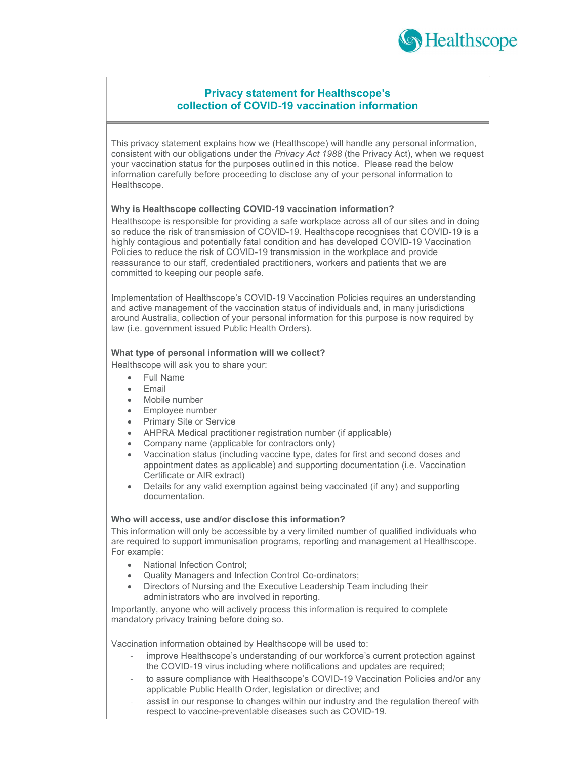# Privacy statement for Healthscope's collection of COVID-19 vaccination information

This privacy statement explains how we (Healthscope) will handle any personal information, consistent with our obligations under the *Privacy Act 1988* (the Privacy Act), when we request your vaccination status for the purposes outlined in this notice. Please read the below information carefully before proceeding to disclose any of your personal information to Healthscope.

**Why is Healthscope collecting COVID-19 vaccination information?**

Healthscope is responsible for providing a safe workplace across all of our sites and in doing so reduce the risk of transmission of COVID-19. Healthscope recognises that COVID-19 is a highly contagious and potentially fatal condition and has developed COVID-19 Vaccination Policies to reduce the risk of COVID-19 transmission in the workplace and provide reassurance to our staff, credentialed practitioners, workers and patients that we are committed to keeping our people safe.

Implementation of Healthscope's COVID-19 Vaccination Policies requires an understanding and active management of the vaccination status of individuals and, in many jurisdictions around Australia, collection of your personal information for this purpose is now required by law (i.e. government issued Public Health Orders).

**What type of personal information will we collect?**

Healthscope will ask you to share your:

- Full Name
- Email
- Mobile number
- Employee number
- Primary Site or Service
- AHPRA Medical practitioner registration number (if applicable)
- Company name (applicable for contractors only)
- Vaccination status (including vaccine type, dates for first and second doses and appointment dates as applicable) and supporting documentation (i.e. Vaccination Certificate or AIR extract)
- Details for any valid exemption against being vaccinated (if any) and supporting documentation.

**Who will access, use and/or disclose this information?**

This information will only be accessible by a very limited number of qualified individuals who are required to support immunisation programs, reporting and management at Healthscope. For example:

- National Infection Control;
- Quality Managers and Infection Control Co-ordinators;
- Directors of Nursing and the Executive Leadership Team including their administrators who are involved in reporting.

Importantly, anyone who will actively process this information is required to complete mandatory privacy training before doing so.

Vaccination information obtained by Healthscope will be used to:

- improve Healthscope's understanding of our workforce's current protection against the COVID-19 virus including where notifications and updates are required;
- to assure compliance with Healthscope's COVID-19 Vaccination Policies and/or any applicable Public Health Order, legislation or directive; and
- assist in our response to changes within our industry and the regulation thereof with respect to vaccine-preventable diseases such as COVID-19.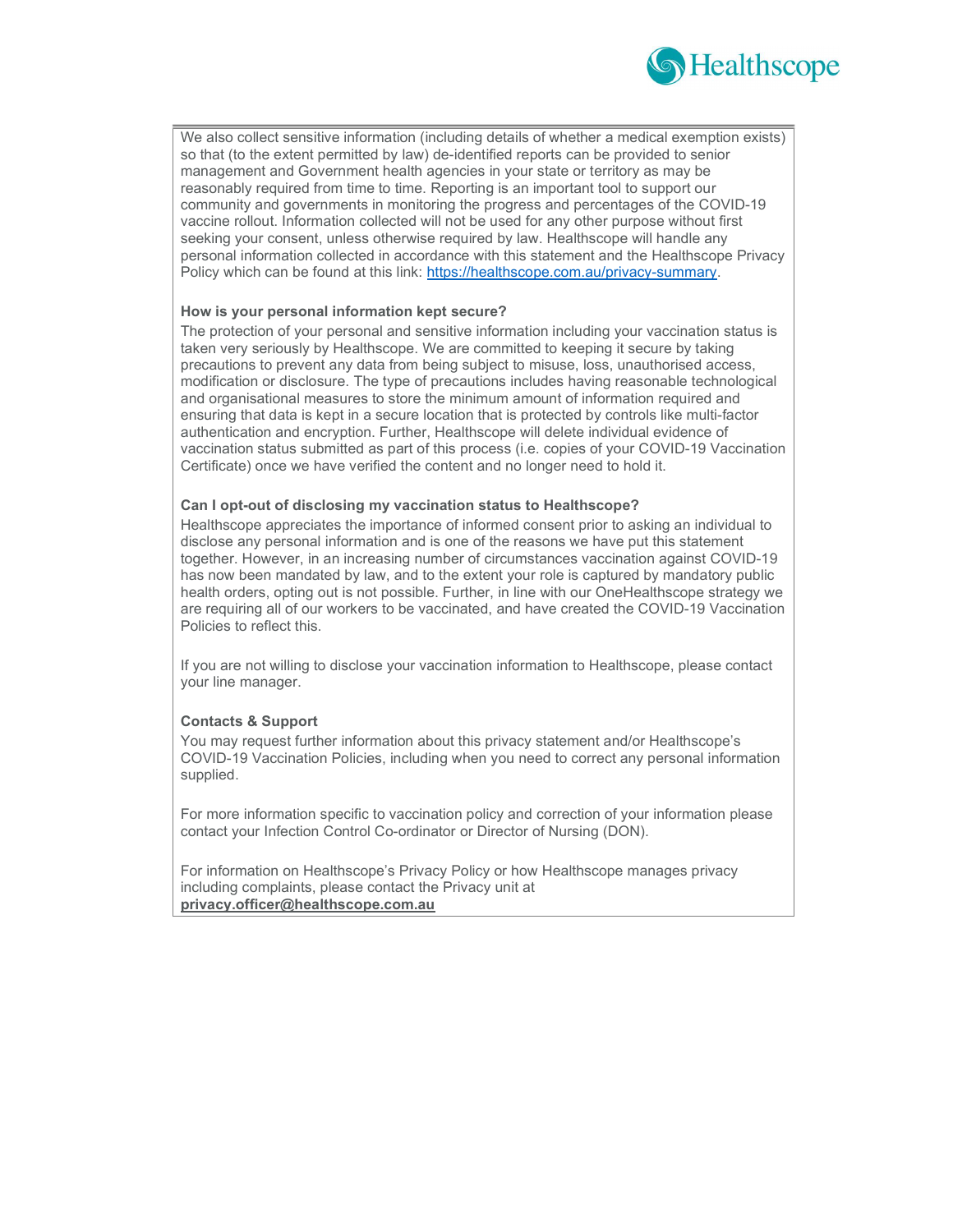We also collect sensitive information (including details of whether a medical exemption exists) so that (to the extent permitted by law) de-identified reports can be provided to senior management and Government health agencies in your state or territory as may be reasonably required from time to time. Reporting is an important tool to support our community and governments in monitoring the progress and percentages of the COVID-19 vaccine rollout. Information collected will not be used for any other purpose without first seeking your consent, unless otherwise required by law. Healthscope will handle any personal information collected in accordance with this statement and the Healthscope Privacy Policy which can be found at this link: [https://healthscope.com.au/privacy-summary](https://healthscope.com.au/privacy-summary).

**How is your personal information kept secure?**

The protection of your personal and sensitive information including your vaccination status is taken very seriously by Healthscope. We are committed to keeping it secure by taking precautions to prevent any data from being subject to misuse, loss, unauthorised access, modification or disclosure. The type of precautions includes having reasonable technological and organisational measures to store the minimum amount of information required and ensuring that data is kept in a secure location that is protected by controls like multi-factor authentication and encryption. Further, Healthscope will delete individual evidence of vaccination status submitted as part of this process (i.e. copies of your COVID-19 Vaccination Certificate) once we have verified the content and no longer need to hold it.

**Can I opt-out of disclosing my vaccination status to Healthscope?**

Healthscope appreciates the importance of informed consent prior to asking an individual to disclose any personal information and is one of the reasons we have put this statement together. However, in an increasing number of circumstances vaccination against COVID-19 has now been mandated by law, and to the extent your role is captured by mandatory public health orders, opting out is not possible. Further, in line with our OneHealthscope strategy we are requiring all of our workers to be vaccinated, and have created the COVID-19 Vaccination Policies to reflect this.

If you are not willing to disclose your vaccination information to Healthscope, please contact your line manager.

**Contacts & Support**

You may request further information about this privacy statement and/or Healthscope's COVID-19 Vaccination Policies, including when you need to correct any personal information supplied.

For more information specific to vaccination policy and correction of your information please contact your Infection Control Co-ordinator or Director of Nursing (DON).

For information on Healthscope's Privacy Policy or how Healthscope manages privacy including complaints, please contact the Privacy unit at **privacy.officer@healthscope.com.au**